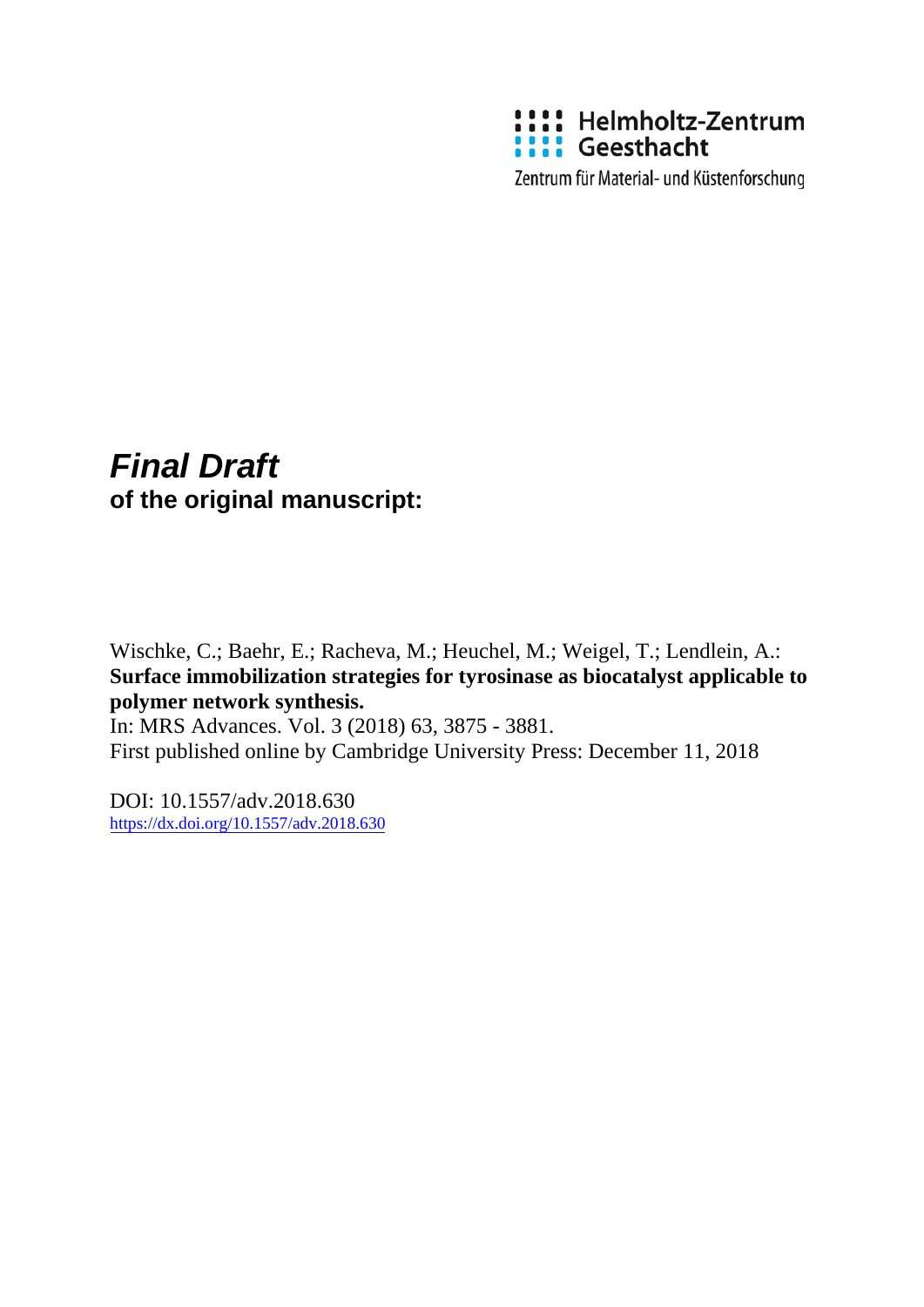Helmholtz-Zentrum Geesthacht

Zentrum für Material- und Küstenforschung

# ***Final Draft***
**of the original manuscript:**

Wischke, C.; Baehr, E.; Racheva, M.; Heuchel, M.; Weigel, T.; Lendlein, A.:
**Surface immobilization strategies for tyrosinase as biocatalyst applicable to polymer network synthesis.**
In: MRS Advances. Vol. 3 (2018) 63, 3875 - 3881.
First published online by Cambridge University Press: December 11, 2018

DOI: 10.1557/adv.2018.630
https://dx.doi.org/10.1557/adv.2018.630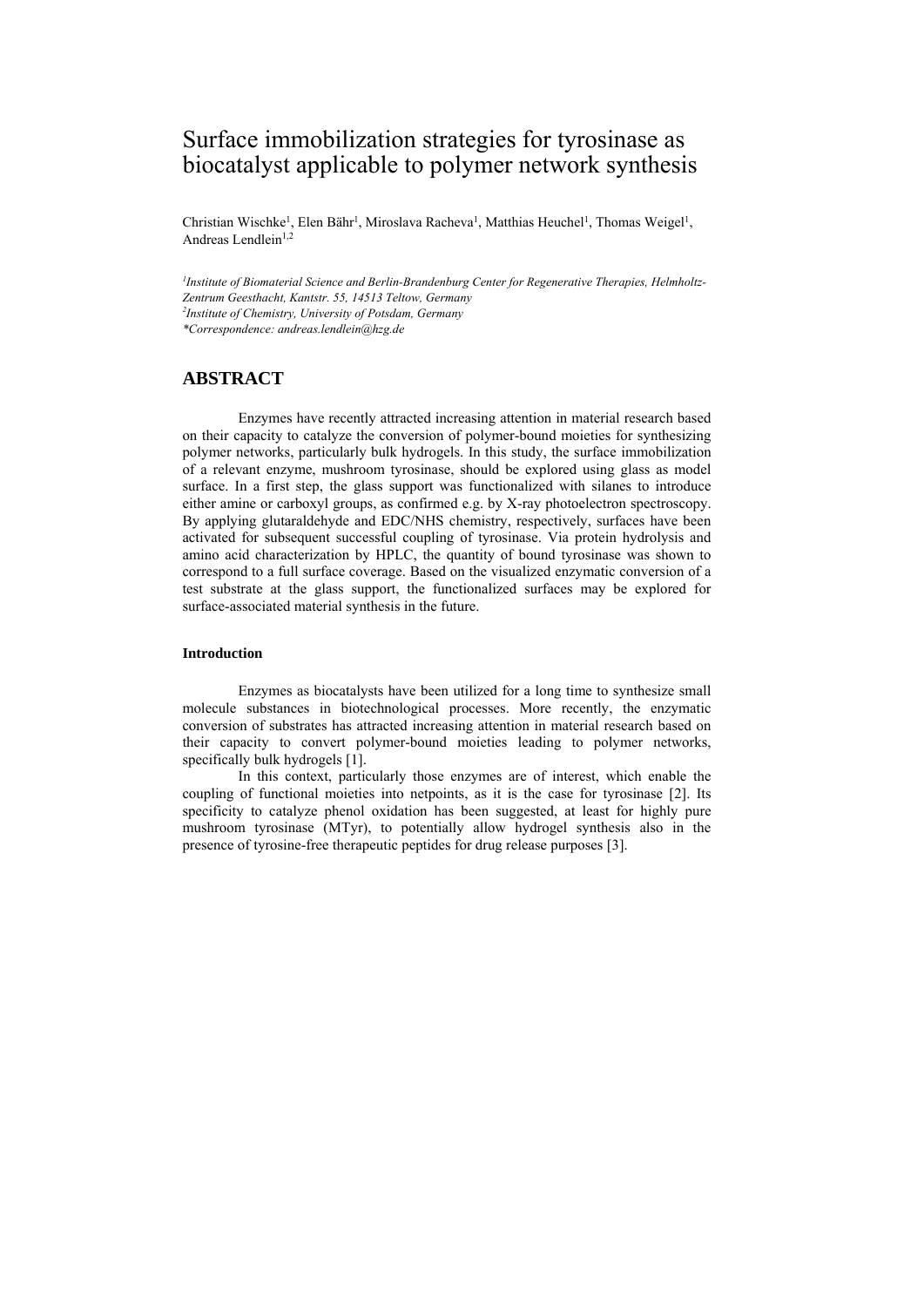# Surface immobilization strategies for tyrosinase as biocatalyst applicable to polymer network synthesis

Christian Wischke[1], Elen Bähr[1], Miroslava Racheva[1], Matthias Heuchel[1], Thomas Weigel[1], Andreas Lendlein[1,2]

*[1]Institute of Biomaterial Science and Berlin-Brandenburg Center for Regenerative Therapies, Helmholtz-Zentrum Geesthacht, Kantstr. 55, 14513 Teltow, Germany*
*[2]Institute of Chemistry, University of Potsdam, Germany*
*\*Correspondence: andreas.lendlein@hzg.de*

## ABSTRACT

Enzymes have recently attracted increasing attention in material research based on their capacity to catalyze the conversion of polymer-bound moieties for synthesizing polymer networks, particularly bulk hydrogels. In this study, the surface immobilization of a relevant enzyme, mushroom tyrosinase, should be explored using glass as model surface. In a first step, the glass support was functionalized with silanes to introduce either amine or carboxyl groups, as confirmed e.g. by X-ray photoelectron spectroscopy. By applying glutaraldehyde and EDC/NHS chemistry, respectively, surfaces have been activated for subsequent successful coupling of tyrosinase. Via protein hydrolysis and amino acid characterization by HPLC, the quantity of bound tyrosinase was shown to correspond to a full surface coverage. Based on the visualized enzymatic conversion of a test substrate at the glass support, the functionalized surfaces may be explored for surface-associated material synthesis in the future.

### Introduction

Enzymes as biocatalysts have been utilized for a long time to synthesize small molecule substances in biotechnological processes. More recently, the enzymatic conversion of substrates has attracted increasing attention in material research based on their capacity to convert polymer-bound moieties leading to polymer networks, specifically bulk hydrogels [1].

In this context, particularly those enzymes are of interest, which enable the coupling of functional moieties into netpoints, as it is the case for tyrosinase [2]. Its specificity to catalyze phenol oxidation has been suggested, at least for highly pure mushroom tyrosinase (MTyr), to potentially allow hydrogel synthesis also in the presence of tyrosine-free therapeutic peptides for drug release purposes [3].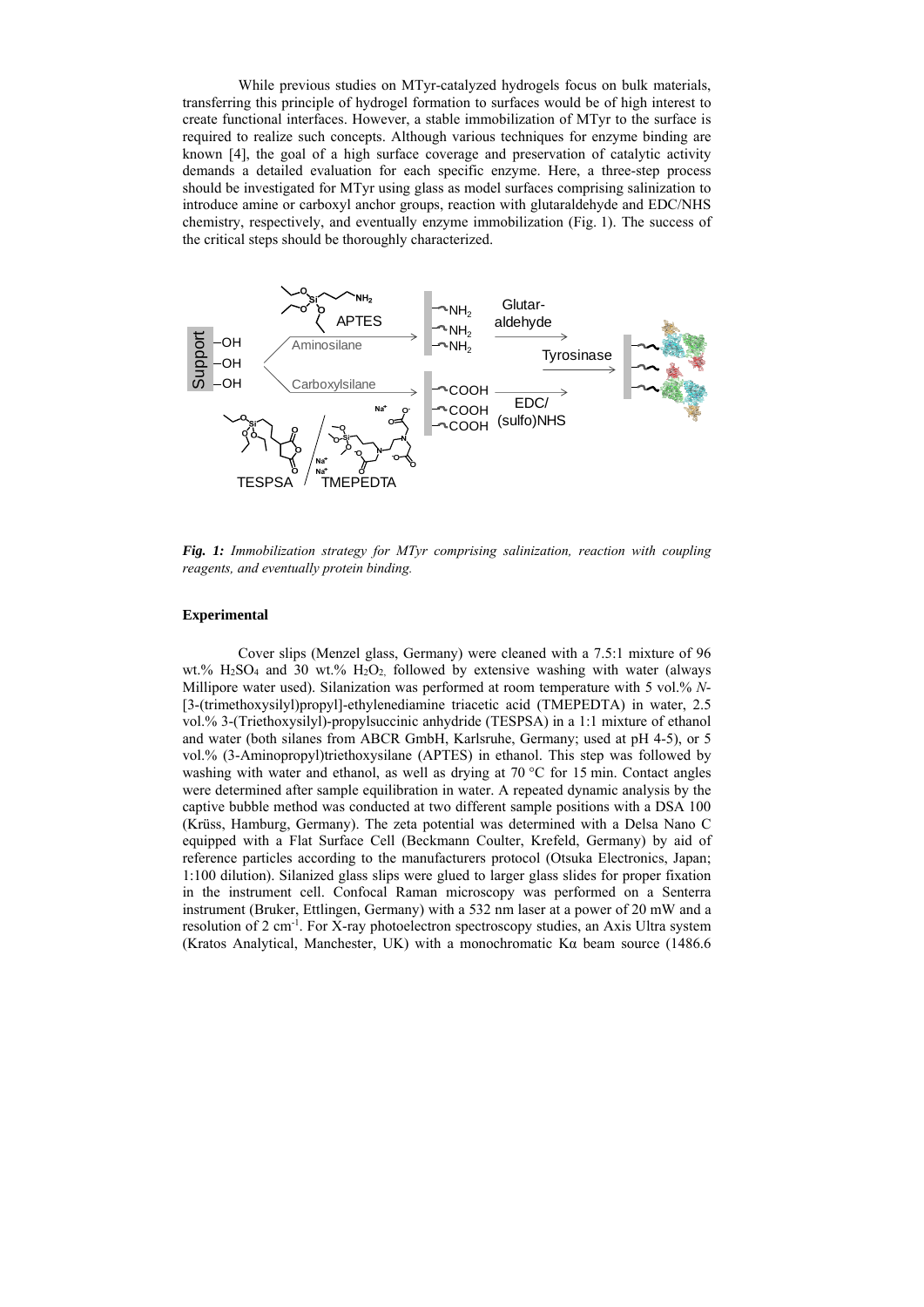While previous studies on MTyr-catalyzed hydrogels focus on bulk materials, transferring this principle of hydrogel formation to surfaces would be of high interest to create functional interfaces. However, a stable immobilization of MTyr to the surface is required to realize such concepts. Although various techniques for enzyme binding are known [4], the goal of a high surface coverage and preservation of catalytic activity demands a detailed evaluation for each specific enzyme. Here, a three-step process should be investigated for MTyr using glass as model surfaces comprising salinization to introduce amine or carboxyl anchor groups, reaction with glutaraldehyde and EDC/NHS chemistry, respectively, and eventually enzyme immobilization (Fig. 1). The success of the critical steps should be thoroughly characterized.

***Fig. 1:*** *Immobilization strategy for MTyr comprising salinization, reaction with coupling reagents, and eventually protein binding.*

## Experimental

Cover slips (Menzel glass, Germany) were cleaned with a 7.5:1 mixture of 96 wt.% $H_2SO_4$ and 30 wt.% $H_2O_2$, followed by extensive washing with water (always Millipore water used). Silanization was performed at room temperature with 5 vol.% *N*-[3-(trimethoxysilyl)propyl]-ethylenediamine triacetic acid (TMEPEDTA) in water, 2.5 vol.% 3-(Triethoxysilyl)-propylsuccinic anhydride (TESPSA) in a 1:1 mixture of ethanol and water (both silanes from ABCR GmbH, Karlsruhe, Germany; used at pH 4-5), or 5 vol.% (3-Aminopropyl)triethoxysilane (APTES) in ethanol. This step was followed by washing with water and ethanol, as well as drying at 70 °C for 15 min. Contact angles were determined after sample equilibration in water. A repeated dynamic analysis by the captive bubble method was conducted at two different sample positions with a DSA 100 (Krüss, Hamburg, Germany). The zeta potential was determined with a Delsa Nano C equipped with a Flat Surface Cell (Beckmann Coulter, Krefeld, Germany) by aid of reference particles according to the manufacturers protocol (Otsuka Electronics, Japan; 1:100 dilution). Silanized glass slips were glued to larger glass slides for proper fixation in the instrument cell. Confocal Raman microscopy was performed on a Senterra instrument (Bruker, Ettlingen, Germany) with a 532 nm laser at a power of 20 mW and a resolution of 2 $cm^{-1}$. For X-ray photoelectron spectroscopy studies, an Axis Ultra system (Kratos Analytical, Manchester, UK) with a monochromatic Kα beam source (1486.6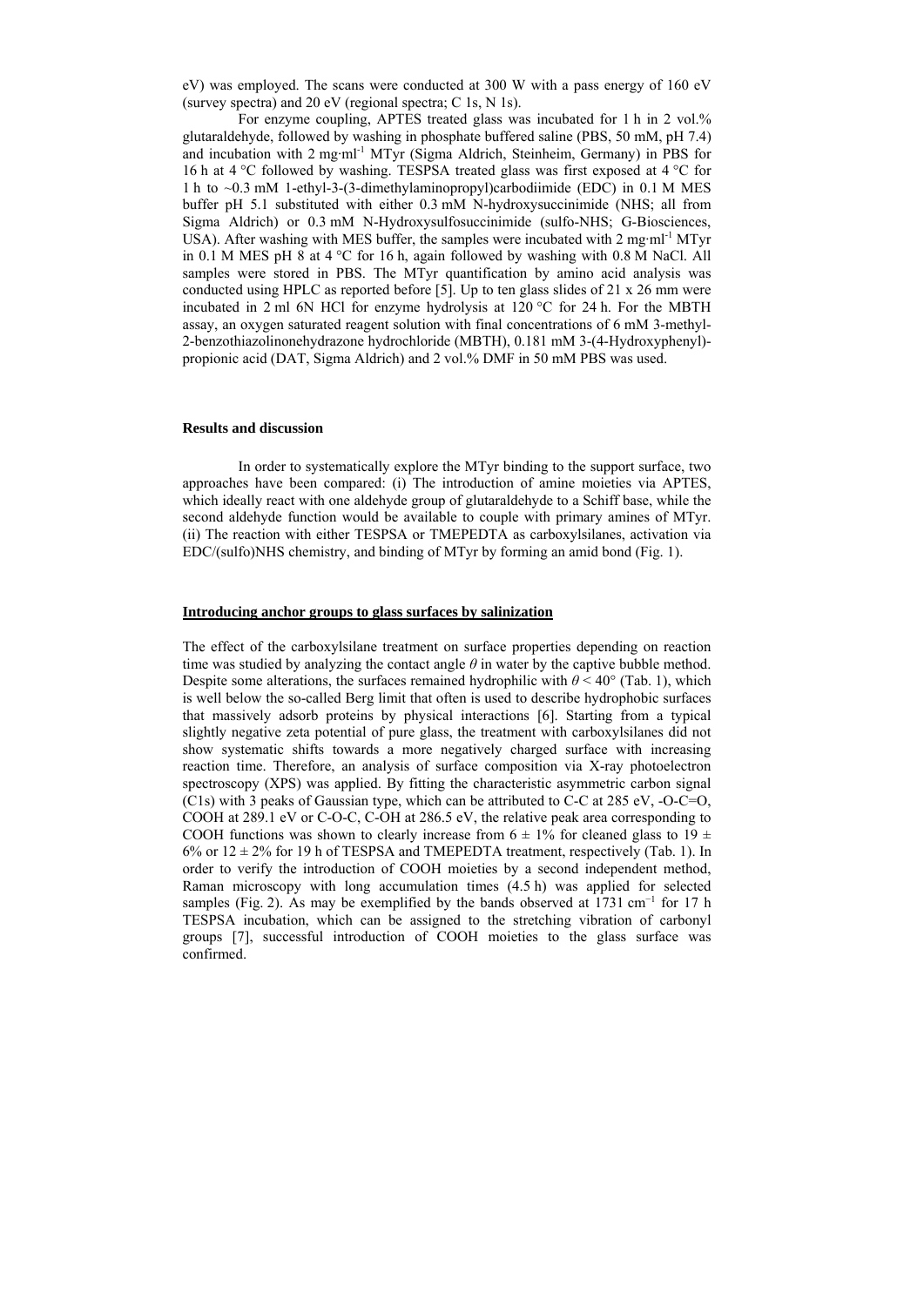eV) was employed. The scans were conducted at 300 W with a pass energy of 160 eV (survey spectra) and 20 eV (regional spectra; C 1s, N 1s).

For enzyme coupling, APTES treated glass was incubated for 1 h in 2 vol.% glutaraldehyde, followed by washing in phosphate buffered saline (PBS, 50 mM, pH 7.4) and incubation with 2 mg·ml$^{-1}$ MTyr (Sigma Aldrich, Steinheim, Germany) in PBS for 16 h at 4 °C followed by washing. TESPSA treated glass was first exposed at 4 °C for 1 h to ~0.3 mM 1-ethyl-3-(3-dimethylaminopropyl)carbodiimide (EDC) in 0.1 M MES buffer pH 5.1 substituted with either 0.3 mM N-hydroxysuccinimide (NHS; all from Sigma Aldrich) or 0.3 mM N-Hydroxysulfosuccinimide (sulfo-NHS; G-Biosciences, USA). After washing with MES buffer, the samples were incubated with 2 mg·ml$^{-1}$ MTyr in 0.1 M MES pH 8 at 4 °C for 16 h, again followed by washing with 0.8 M NaCl. All samples were stored in PBS. The MTyr quantification by amino acid analysis was conducted using HPLC as reported before [5]. Up to ten glass slides of 21 x 26 mm were incubated in 2 ml 6N HCl for enzyme hydrolysis at 120 °C for 24 h. For the MBTH assay, an oxygen saturated reagent solution with final concentrations of 6 mM 3-methyl-2-benzothiazolinonehydrazone hydrochloride (MBTH), 0.181 mM 3-(4-Hydroxyphenyl)-propionic acid (DAT, Sigma Aldrich) and 2 vol.% DMF in 50 mM PBS was used.

## Results and discussion

In order to systematically explore the MTyr binding to the support surface, two approaches have been compared: (i) The introduction of amine moieties via APTES, which ideally react with one aldehyde group of glutaraldehyde to a Schiff base, while the second aldehyde function would be available to couple with primary amines of MTyr. (ii) The reaction with either TESPSA or TMEPEDTA as carboxylsilanes, activation via EDC/(sulfo)NHS chemistry, and binding of MTyr by forming an amid bond (Fig. 1).

### Introducing anchor groups to glass surfaces by salinization

The effect of the carboxylsilane treatment on surface properties depending on reaction time was studied by analyzing the contact angle $\theta$ in water by the captive bubble method. Despite some alterations, the surfaces remained hydrophilic with $\theta < 40°$ (Tab. 1), which is well below the so-called Berg limit that often is used to describe hydrophobic surfaces that massively adsorb proteins by physical interactions [6]. Starting from a typical slightly negative zeta potential of pure glass, the treatment with carboxylsilanes did not show systematic shifts towards a more negatively charged surface with increasing reaction time. Therefore, an analysis of surface composition via X-ray photoelectron spectroscopy (XPS) was applied. By fitting the characteristic asymmetric carbon signal (C1s) with 3 peaks of Gaussian type, which can be attributed to C-C at 285 eV, -O-C=O, COOH at 289.1 eV or C-O-C, C-OH at 286.5 eV, the relative peak area corresponding to COOH functions was shown to clearly increase from $6 \pm 1$% for cleaned glass to $19 \pm 6$% or $12 \pm 2$% for 19 h of TESPSA and TMEPEDTA treatment, respectively (Tab. 1). In order to verify the introduction of COOH moieties by a second independent method, Raman microscopy with long accumulation times (4.5 h) was applied for selected samples (Fig. 2). As may be exemplified by the bands observed at 1731 cm$^{-1}$ for 17 h TESPSA incubation, which can be assigned to the stretching vibration of carbonyl groups [7], successful introduction of COOH moieties to the glass surface was confirmed.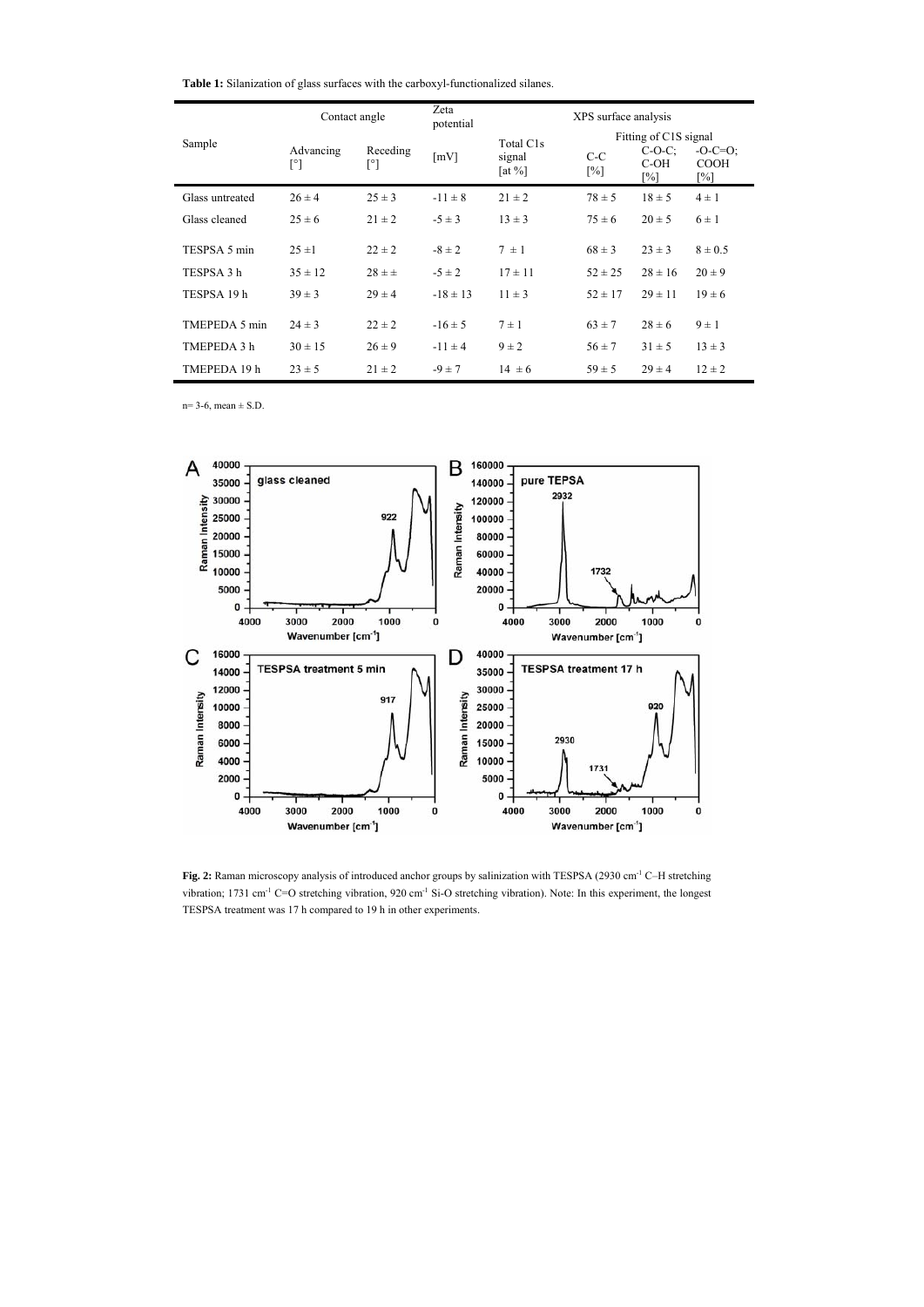**Table 1:** Silanization of glass surfaces with the carboxyl-functionalized silanes.

| Sample | Contact angle | | Zeta potential | XPS surface analysis | | | |
|---|---|---|---|---|---|---|---|
| | | | | | Fitting of C1S signal | | |
| | Advancing [°] | Receding [°] | [mV] | Total C1s signal [at %] | C-C [%] | C-O-C; C-OH [%] | -O-C=O; COOH [%] |
| Glass untreated | 26 ± 4 | 25 ± 3 | -11 ± 8 | 21 ± 2 | 78 ± 5 | 18 ± 5 | 4 ± 1 |
| Glass cleaned | 25 ± 6 | 21 ± 2 | -5 ± 3 | 13 ± 3 | 75 ± 6 | 20 ± 5 | 6 ± 1 |
| TESPSA 5 min | 25 ±1 | 22 ± 2 | -8 ± 2 | 7 ± 1 | 68 ± 3 | 23 ± 3 | 8 ± 0.5 |
| TESPSA 3 h | 35 ± 12 | 28 ± ± | -5 ± 2 | 17 ± 11 | 52 ± 25 | 28 ± 16 | 20 ± 9 |
| TESPSA 19 h | 39 ± 3 | 29 ± 4 | -18 ± 13 | 11 ± 3 | 52 ± 17 | 29 ± 11 | 19 ± 6 |
| TMEPEDA 5 min | 24 ± 3 | 22 ± 2 | -16 ± 5 | 7 ± 1 | 63 ± 7 | 28 ± 6 | 9 ± 1 |
| TMEPEDA 3 h | 30 ± 15 | 26 ± 9 | -11 ± 4 | 9 ± 2 | 56 ± 7 | 31 ± 5 | 13 ± 3 |
| TMEPEDA 19 h | 23 ± 5 | 21 ± 2 | -9 ± 7 | 14 ± 6 | 59 ± 5 | 29 ± 4 | 12 ± 2 |

n= 3-6, mean ± S.D.

**Fig. 2:** Raman microscopy analysis of introduced anchor groups by salinization with TESPSA (2930 $cm^{-1}$ C–H stretching vibration; 1731 $cm^{-1}$ C=O stretching vibration, 920 $cm^{-1}$ Si-O stretching vibration). Note: In this experiment, the longest TESPSA treatment was 17 h compared to 19 h in other experiments.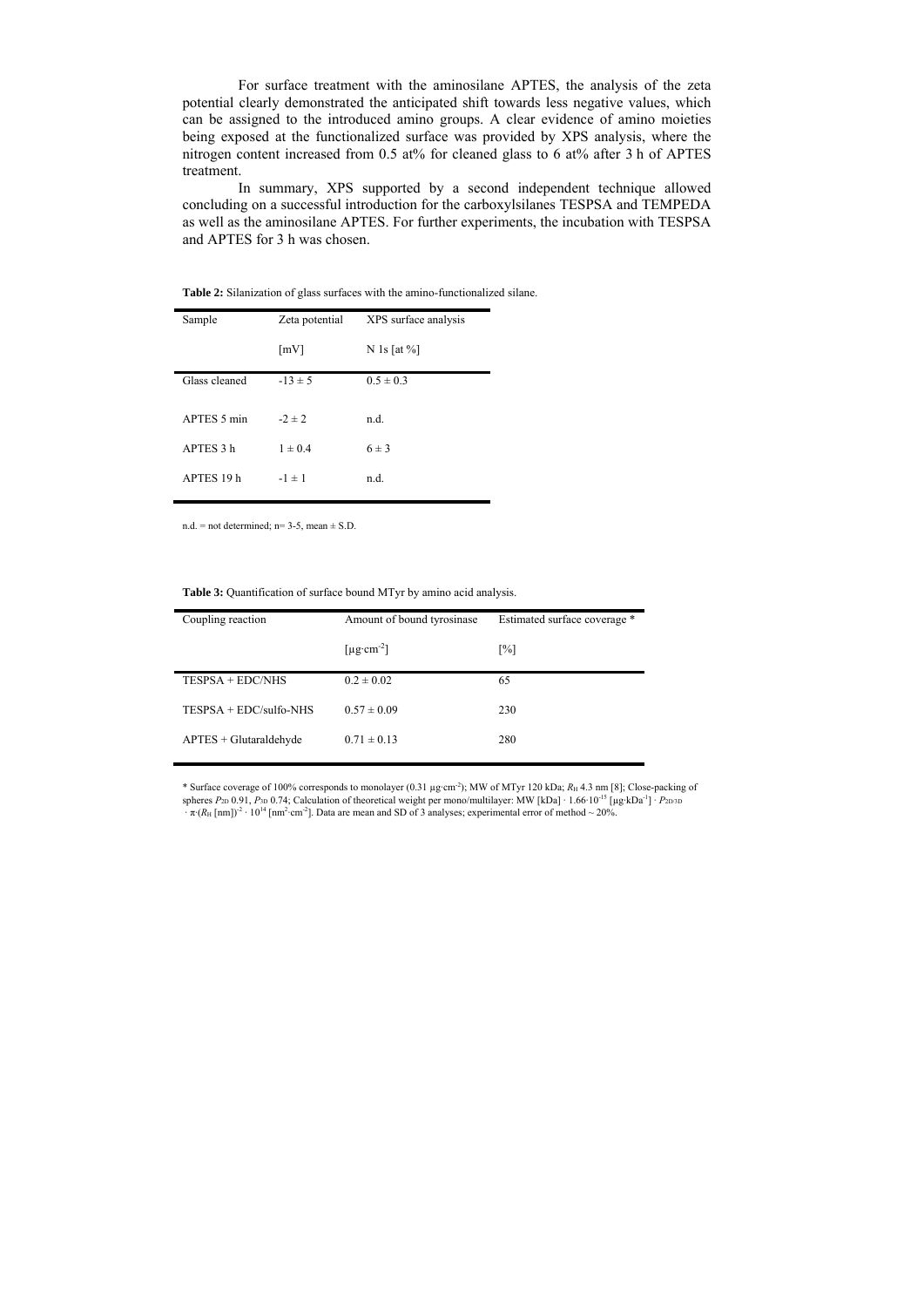For surface treatment with the aminosilane APTES, the analysis of the zeta potential clearly demonstrated the anticipated shift towards less negative values, which can be assigned to the introduced amino groups. A clear evidence of amino moieties being exposed at the functionalized surface was provided by XPS analysis, where the nitrogen content increased from 0.5 at% for cleaned glass to 6 at% after 3 h of APTES treatment.

In summary, XPS supported by a second independent technique allowed concluding on a successful introduction for the carboxylsilanes TESPSA and TEMPEDA as well as the aminosilane APTES. For further experiments, the incubation with TESPSA and APTES for 3 h was chosen.

**Table 2:** Silanization of glass surfaces with the amino-functionalized silane.

| Sample | Zeta potential [mV] | XPS surface analysis N 1s [at %] |
|---|---|---|
| Glass cleaned | $-13 \pm 5$ | $0.5 \pm 0.3$ |
| APTES 5 min | $-2 \pm 2$ | n.d. |
| APTES 3 h | $1 \pm 0.4$ | $6 \pm 3$ |
| APTES 19 h | $-1 \pm 1$ | n.d. |

n.d. = not determined; n= 3-5, mean ± S.D.

**Table 3:** Quantification of surface bound MTyr by amino acid analysis.

| Coupling reaction | Amount of bound tyrosinase [$\mu g \cdot cm^{-2}$] | Estimated surface coverage * [%] |
|---|---|---|
| TESPSA + EDC/NHS | $0.2 \pm 0.02$ | 65 |
| TESPSA + EDC/sulfo-NHS | $0.57 \pm 0.09$ | 230 |
| APTES + Glutaraldehyde | $0.71 \pm 0.13$ | 280 |

\* Surface coverage of 100% corresponds to monolayer (0.31 $\mu g \cdot cm^{-2}$); MW of MTyr 120 kDa; $R_H$ 4.3 nm [8]; Close-packing of spheres $P_{2D}$ 0.91, $P_{3D}$ 0.74; Calculation of theoretical weight per mono/multilayer: MW [kDa] $\cdot$ $1.66 \cdot 10^{-15}$ [$\mu g \cdot kDa^{-1}$] $\cdot$ $P_{2D/3D}$ $\cdot$ $\pi \cdot (R_H$ [nm]$)^{-2}$ $\cdot$ $10^{14}$ [$nm^2 \cdot cm^{-2}$]. Data are mean and SD of 3 analyses; experimental error of method ~ 20%.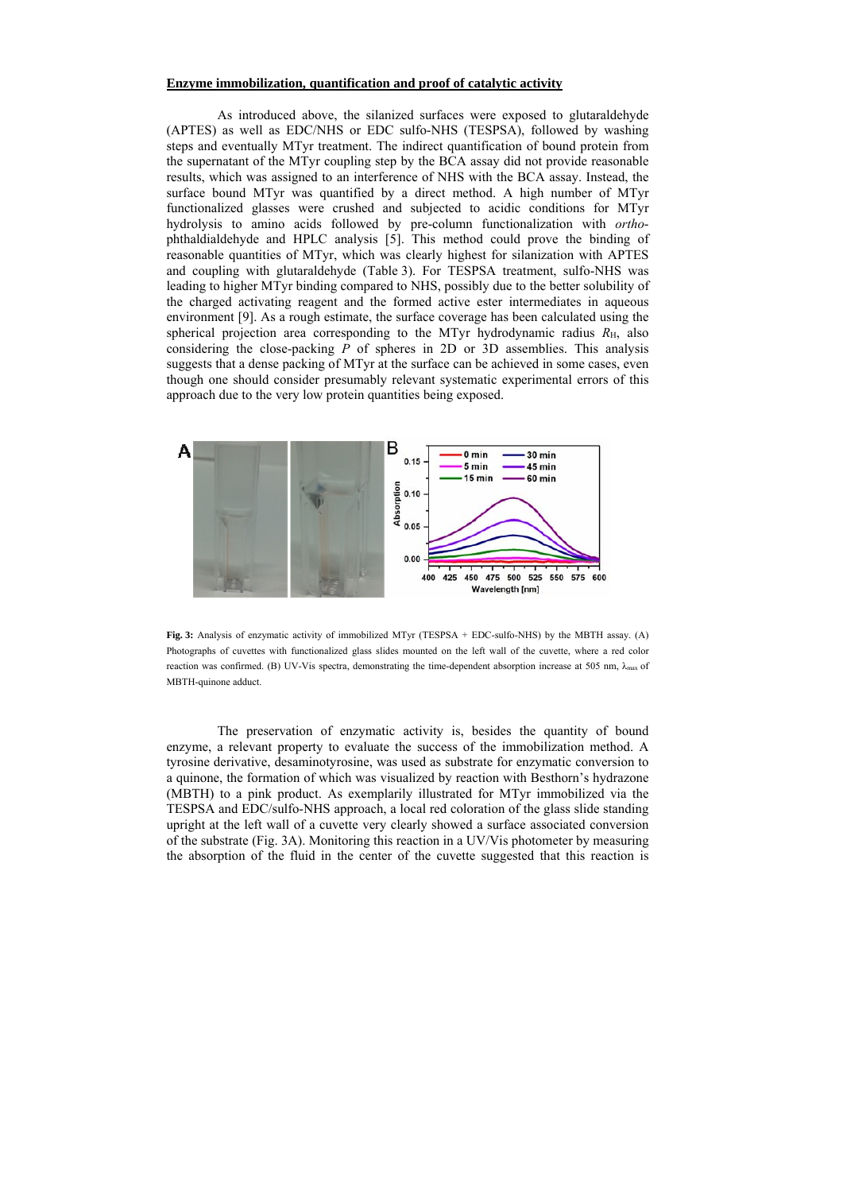**Enzyme immobilization, quantification and proof of catalytic activity**

As introduced above, the silanized surfaces were exposed to glutaraldehyde (APTES) as well as EDC/NHS or EDC sulfo-NHS (TESPSA), followed by washing steps and eventually MTyr treatment. The indirect quantification of bound protein from the supernatant of the MTyr coupling step by the BCA assay did not provide reasonable results, which was assigned to an interference of NHS with the BCA assay. Instead, the surface bound MTyr was quantified by a direct method. A high number of MTyr functionalized glasses were crushed and subjected to acidic conditions for MTyr hydrolysis to amino acids followed by pre-column functionalization with *ortho*-phthaldialdehyde and HPLC analysis [5]. This method could prove the binding of reasonable quantities of MTyr, which was clearly highest for silanization with APTES and coupling with glutaraldehyde (Table 3). For TESPSA treatment, sulfo-NHS was leading to higher MTyr binding compared to NHS, possibly due to the better solubility of the charged activating reagent and the formed active ester intermediates in aqueous environment [9]. As a rough estimate, the surface coverage has been calculated using the spherical projection area corresponding to the MTyr hydrodynamic radius $R_H$, also considering the close-packing $P$ of spheres in 2D or 3D assemblies. This analysis suggests that a dense packing of MTyr at the surface can be achieved in some cases, even though one should consider presumably relevant systematic experimental errors of this approach due to the very low protein quantities being exposed.

**Fig. 3:** Analysis of enzymatic activity of immobilized MTyr (TESPSA + EDC-sulfo-NHS) by the MBTH assay. (A) Photographs of cuvettes with functionalized glass slides mounted on the left wall of the cuvette, where a red color reaction was confirmed. (B) UV-Vis spectra, demonstrating the time-dependent absorption increase at 505 nm, $\lambda_{max}$ of MBTH-quinone adduct.

The preservation of enzymatic activity is, besides the quantity of bound enzyme, a relevant property to evaluate the success of the immobilization method. A tyrosine derivative, desaminotyrosine, was used as substrate for enzymatic conversion to a quinone, the formation of which was visualized by reaction with Besthorn's hydrazone (MBTH) to a pink product. As exemplarily illustrated for MTyr immobilized via the TESPSA and EDC/sulfo-NHS approach, a local red coloration of the glass slide standing upright at the left wall of a cuvette very clearly showed a surface associated conversion of the substrate (Fig. 3A). Monitoring this reaction in a UV/Vis photometer by measuring the absorption of the fluid in the center of the cuvette suggested that this reaction is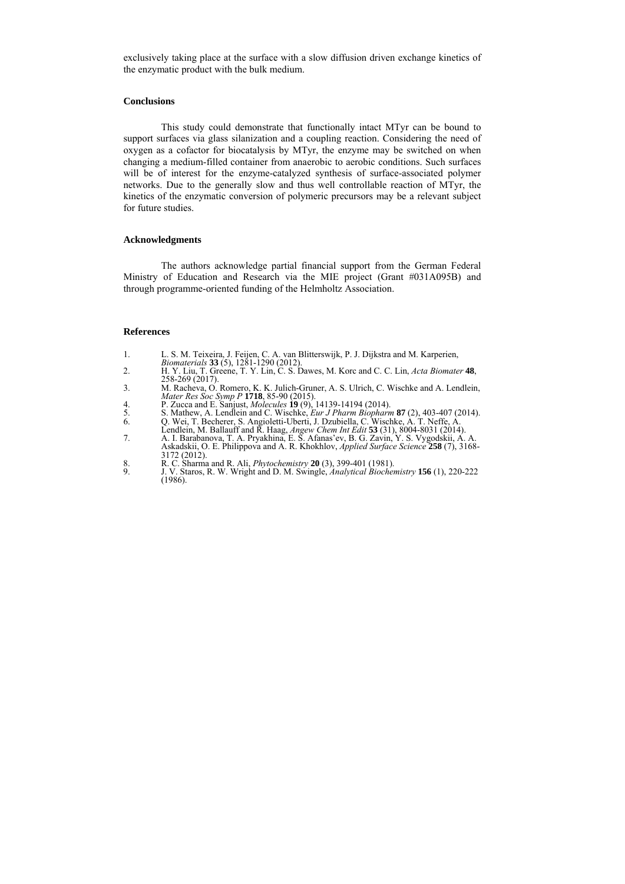exclusively taking place at the surface with a slow diffusion driven exchange kinetics of the enzymatic product with the bulk medium.

## Conclusions

This study could demonstrate that functionally intact MTyr can be bound to support surfaces via glass silanization and a coupling reaction. Considering the need of oxygen as a cofactor for biocatalysis by MTyr, the enzyme may be switched on when changing a medium-filled container from anaerobic to aerobic conditions. Such surfaces will be of interest for the enzyme-catalyzed synthesis of surface-associated polymer networks. Due to the generally slow and thus well controllable reaction of MTyr, the kinetics of the enzymatic conversion of polymeric precursors may be a relevant subject for future studies.

## Acknowledgments

The authors acknowledge partial financial support from the German Federal Ministry of Education and Research via the MIE project (Grant #031A095B) and through programme-oriented funding of the Helmholtz Association.

## References

1. L. S. M. Teixeira, J. Feijen, C. A. van Blitterswijk, P. J. Dijkstra and M. Karperien, *Biomaterials* **33** (5), 1281-1290 (2012).
2. H. Y. Liu, T. Greene, T. Y. Lin, C. S. Dawes, M. Korc and C. C. Lin, *Acta Biomater* **48**, 258-269 (2017).
3. M. Racheva, O. Romero, K. K. Julich-Gruner, A. S. Ulrich, C. Wischke and A. Lendlein, *Mater Res Soc Symp P* **1718**, 85-90 (2015).
4. P. Zucca and E. Sanjust, *Molecules* **19** (9), 14139-14194 (2014).
5. S. Mathew, A. Lendlein and C. Wischke, *Eur J Pharm Biopharm* **87** (2), 403-407 (2014).
6. Q. Wei, T. Becherer, S. Angioletti-Uberti, J. Dzubiella, C. Wischke, A. T. Neffe, A. Lendlein, M. Ballauff and R. Haag, *Angew Chem Int Edit* **53** (31), 8004-8031 (2014).
7. A. I. Barabanova, T. A. Pryakhina, E. S. Afanas'ev, B. G. Zavin, Y. S. Vygodskii, A. A. Askadskii, O. E. Philippova and A. R. Khokhlov, *Applied Surface Science* **258** (7), 3168-3172 (2012).
8. R. C. Sharma and R. Ali, *Phytochemistry* **20** (3), 399-401 (1981).
9. J. V. Staros, R. W. Wright and D. M. Swingle, *Analytical Biochemistry* **156** (1), 220-222 (1986).